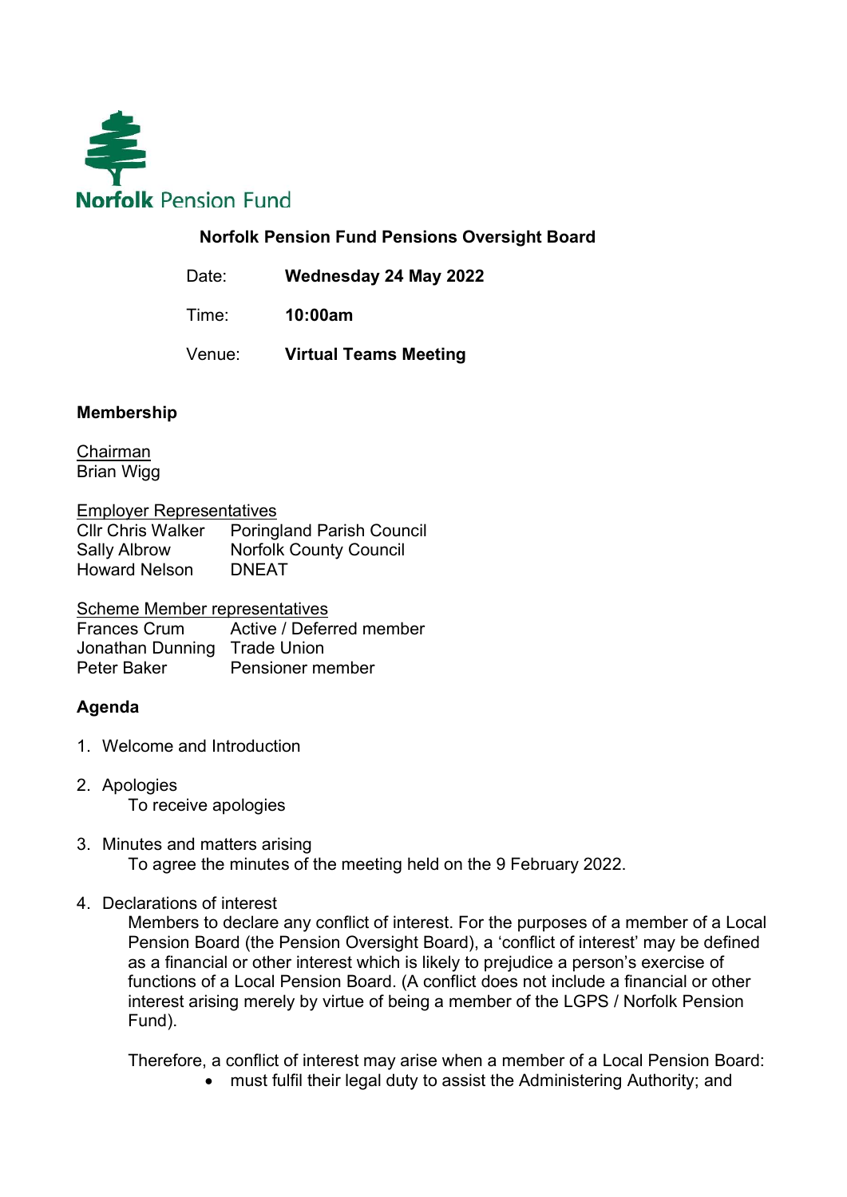Norfolk Pension Fund

## Norfolk Pension Fund Pensions Oversight Board

Date: **Wednesday 24 May 2022**

Time: **10:00am**

Venue: **Virtual Teams Meeting**

### Membership

Chairman
Brian Wigg

Employer Representatives

| | |
|---|---|
| Cllr Chris Walker | Poringland Parish Council |
| Sally Albrow | Norfolk County Council |
| Howard Nelson | DNEAT |

Scheme Member representatives

| | |
|---|---|
| Frances Crum | Active / Deferred member |
| Jonathan Dunning | Trade Union |
| Peter Baker | Pensioner member |

### Agenda

1. Welcome and Introduction

2. Apologies
   To receive apologies

3. Minutes and matters arising
   To agree the minutes of the meeting held on the 9 February 2022.

4. Declarations of interest
   Members to declare any conflict of interest. For the purposes of a member of a Local Pension Board (the Pension Oversight Board), a 'conflict of interest' may be defined as a financial or other interest which is likely to prejudice a person's exercise of functions of a Local Pension Board. (A conflict does not include a financial or other interest arising merely by virtue of being a member of the LGPS / Norfolk Pension Fund).

   Therefore, a conflict of interest may arise when a member of a Local Pension Board:
   - must fulfil their legal duty to assist the Administering Authority; and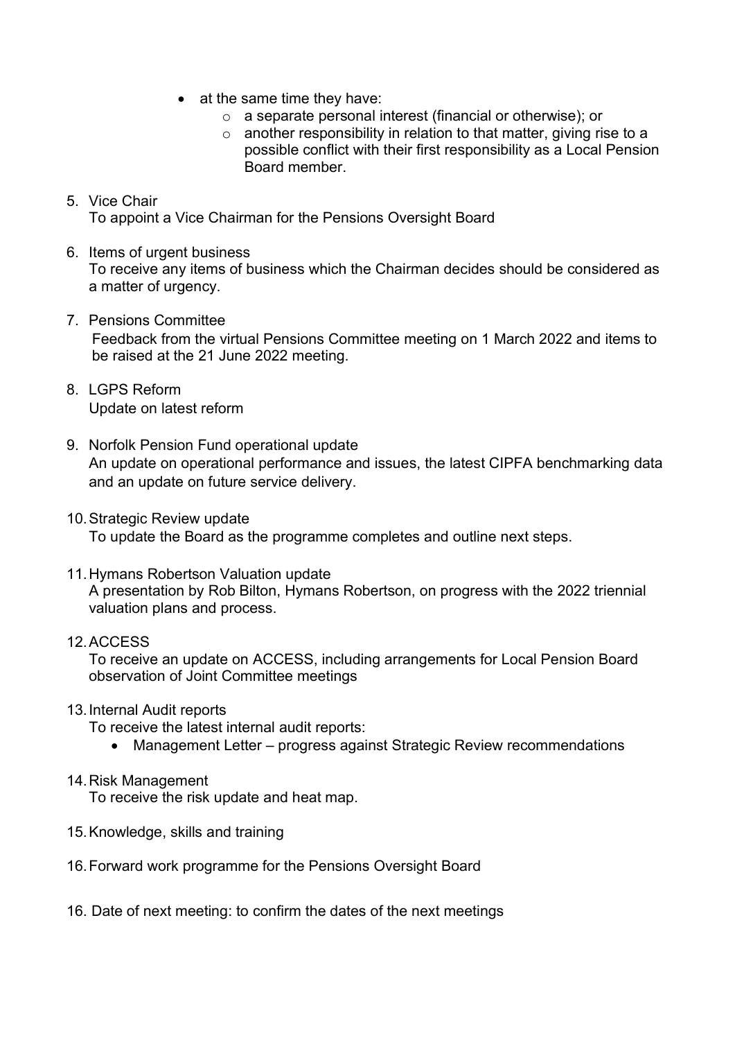- at the same time they have:
    - a separate personal interest (financial or otherwise); or
    - another responsibility in relation to that matter, giving rise to a possible conflict with their first responsibility as a Local Pension Board member.

5. Vice Chair
   To appoint a Vice Chairman for the Pensions Oversight Board

6. Items of urgent business
   To receive any items of business which the Chairman decides should be considered as a matter of urgency.

7. Pensions Committee
   Feedback from the virtual Pensions Committee meeting on 1 March 2022 and items to be raised at the 21 June 2022 meeting.

8. LGPS Reform
   Update on latest reform

9. Norfolk Pension Fund operational update
   An update on operational performance and issues, the latest CIPFA benchmarking data and an update on future service delivery.

10. Strategic Review update
    To update the Board as the programme completes and outline next steps.

11. Hymans Robertson Valuation update
    A presentation by Rob Bilton, Hymans Robertson, on progress with the 2022 triennial valuation plans and process.

12. ACCESS
    To receive an update on ACCESS, including arrangements for Local Pension Board observation of Joint Committee meetings

13. Internal Audit reports
    To receive the latest internal audit reports:
    - Management Letter – progress against Strategic Review recommendations

14. Risk Management
    To receive the risk update and heat map.

15. Knowledge, skills and training

16. Forward work programme for the Pensions Oversight Board

16\. Date of next meeting: to confirm the dates of the next meetings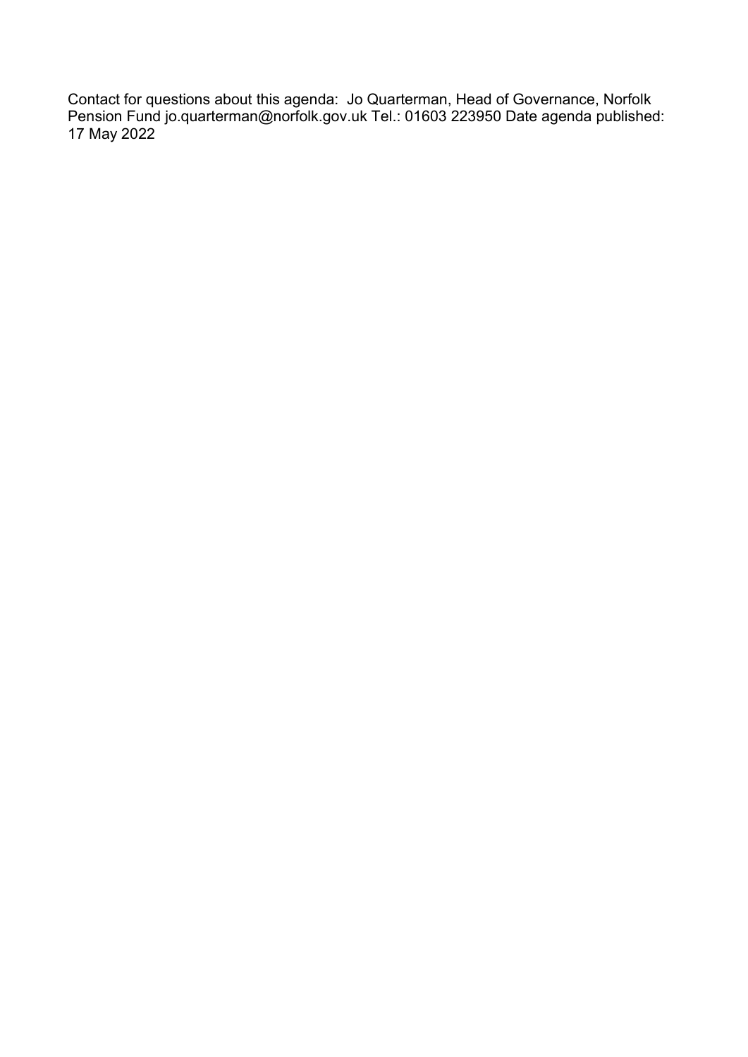Contact for questions about this agenda: Jo Quarterman, Head of Governance, Norfolk Pension Fund jo.quarterman@norfolk.gov.uk Tel.: 01603 223950 Date agenda published: 17 May 2022